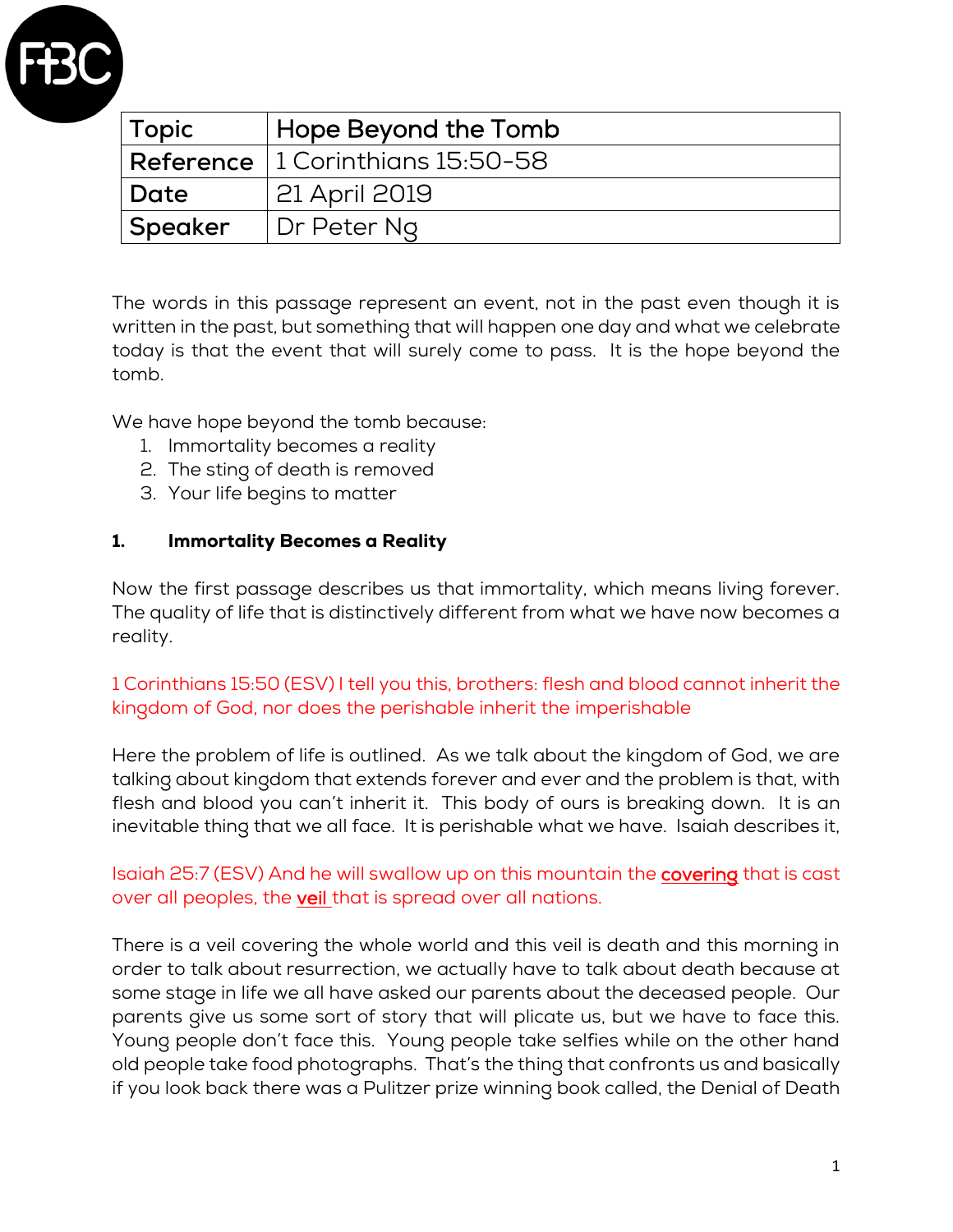| Topic | Hope Beyond the Tomb |
|---|---|
| Reference | 1 Corinthians 15:50-58 |
| Date | 21 April 2019 |
| Speaker | Dr Peter Ng |

The words in this passage represent an event, not in the past even though it is written in the past, but something that will happen one day and what we celebrate today is that the event that will surely come to pass. It is the hope beyond the tomb.

We have hope beyond the tomb because:

1. Immortality becomes a reality
2. The sting of death is removed
3. Your life begins to matter

## 1. Immortality Becomes a Reality

Now the first passage describes us that immortality, which means living forever. The quality of life that is distinctively different from what we have now becomes a reality.

1 Corinthians 15:50 (ESV) I tell you this, brothers: flesh and blood cannot inherit the kingdom of God, nor does the perishable inherit the imperishable

Here the problem of life is outlined. As we talk about the kingdom of God, we are talking about kingdom that extends forever and ever and the problem is that, with flesh and blood you can't inherit it. This body of ours is breaking down. It is an inevitable thing that we all face. It is perishable what we have. Isaiah describes it,

Isaiah 25:7 (ESV) And he will swallow up on this mountain the **covering** that is cast over all peoples, the **veil** that is spread over all nations.

There is a veil covering the whole world and this veil is death and this morning in order to talk about resurrection, we actually have to talk about death because at some stage in life we all have asked our parents about the deceased people. Our parents give us some sort of story that will plicate us, but we have to face this. Young people don't face this. Young people take selfies while on the other hand old people take food photographs. That's the thing that confronts us and basically if you look back there was a Pulitzer prize winning book called, the Denial of Death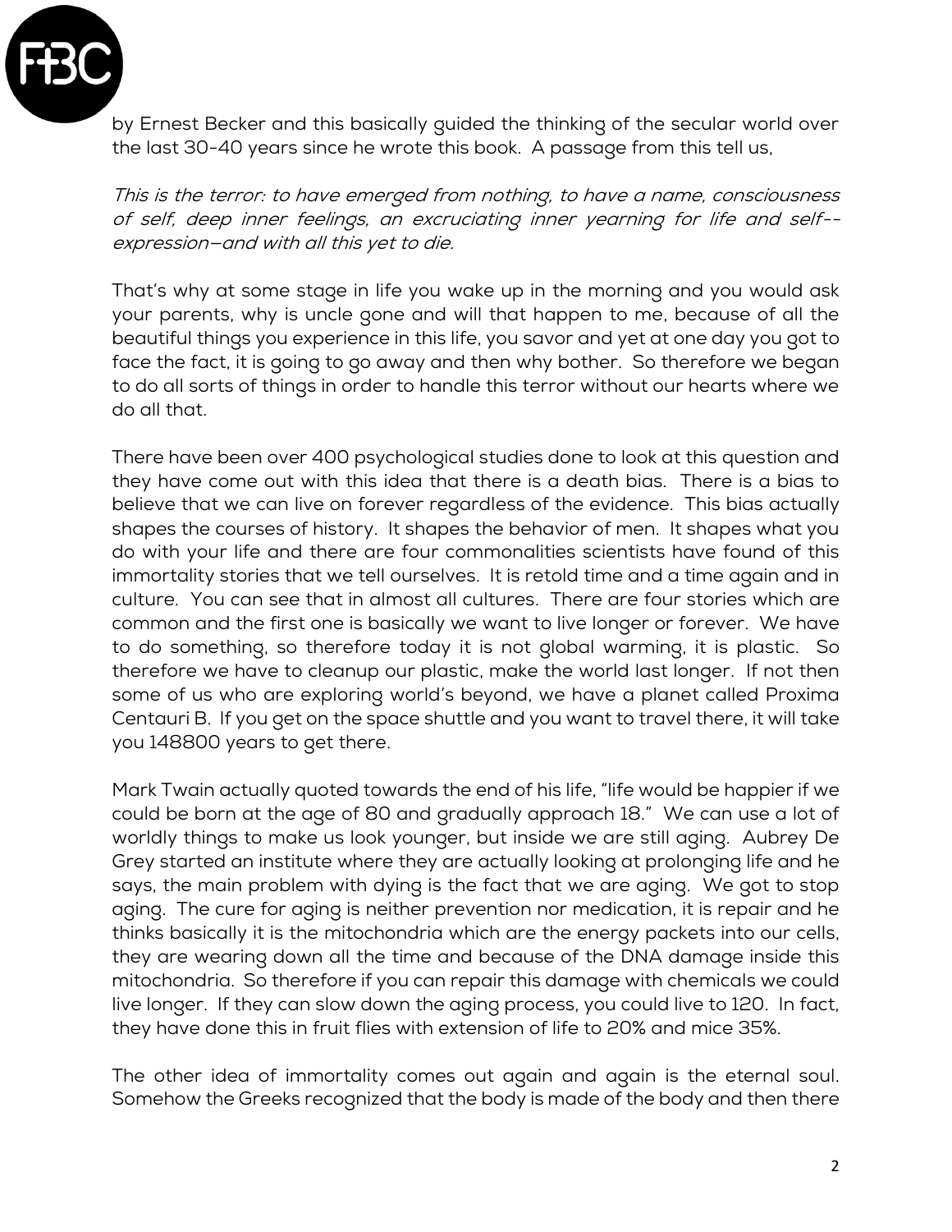by Ernest Becker and this basically guided the thinking of the secular world over the last 30-40 years since he wrote this book. A passage from this tell us,

*This is the terror: to have emerged from nothing, to have a name, consciousness of self, deep inner feelings, an excruciating inner yearning for life and self--expression—and with all this yet to die.*

That's why at some stage in life you wake up in the morning and you would ask your parents, why is uncle gone and will that happen to me, because of all the beautiful things you experience in this life, you savor and yet at one day you got to face the fact, it is going to go away and then why bother. So therefore we began to do all sorts of things in order to handle this terror without our hearts where we do all that.

There have been over 400 psychological studies done to look at this question and they have come out with this idea that there is a death bias. There is a bias to believe that we can live on forever regardless of the evidence. This bias actually shapes the courses of history. It shapes the behavior of men. It shapes what you do with your life and there are four commonalities scientists have found of this immortality stories that we tell ourselves. It is retold time and a time again and in culture. You can see that in almost all cultures. There are four stories which are common and the first one is basically we want to live longer or forever. We have to do something, so therefore today it is not global warming, it is plastic. So therefore we have to cleanup our plastic, make the world last longer. If not then some of us who are exploring world's beyond, we have a planet called Proxima Centauri B. If you get on the space shuttle and you want to travel there, it will take you 148800 years to get there.

Mark Twain actually quoted towards the end of his life, "life would be happier if we could be born at the age of 80 and gradually approach 18." We can use a lot of worldly things to make us look younger, but inside we are still aging. Aubrey De Grey started an institute where they are actually looking at prolonging life and he says, the main problem with dying is the fact that we are aging. We got to stop aging. The cure for aging is neither prevention nor medication, it is repair and he thinks basically it is the mitochondria which are the energy packets into our cells, they are wearing down all the time and because of the DNA damage inside this mitochondria. So therefore if you can repair this damage with chemicals we could live longer. If they can slow down the aging process, you could live to 120. In fact, they have done this in fruit flies with extension of life to 20% and mice 35%.

The other idea of immortality comes out again and again is the eternal soul. Somehow the Greeks recognized that the body is made of the body and then there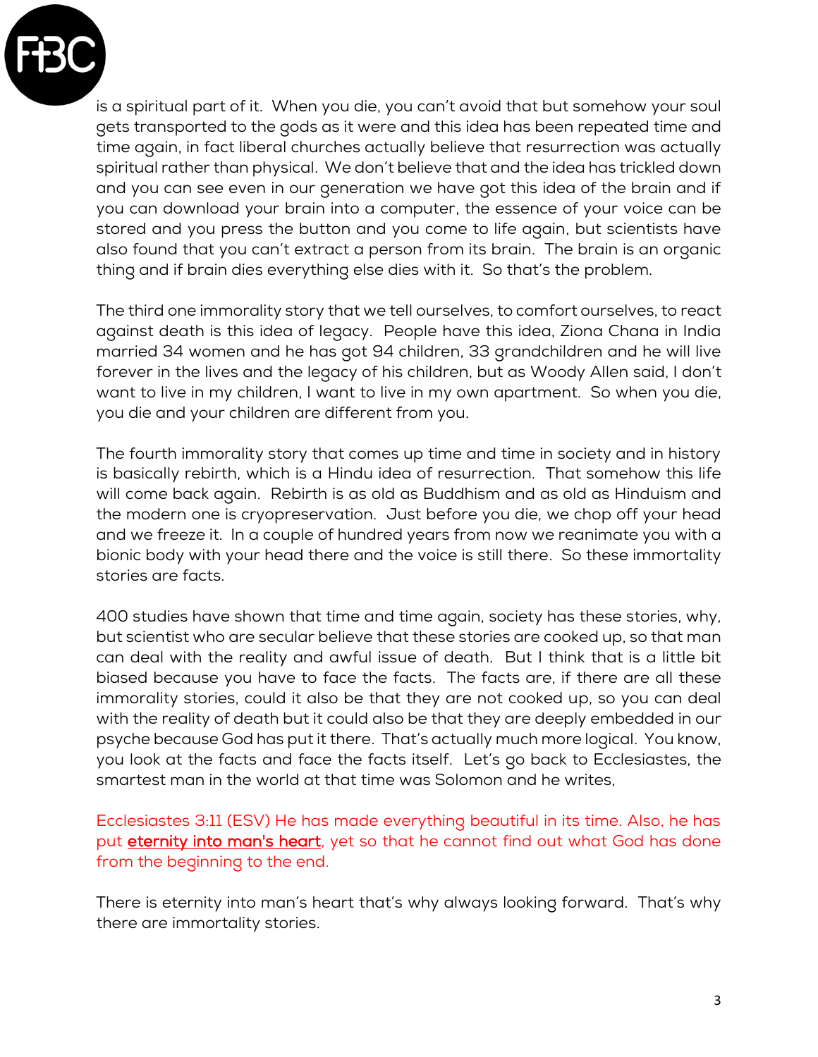is a spiritual part of it. When you die, you can't avoid that but somehow your soul gets transported to the gods as it were and this idea has been repeated time and time again, in fact liberal churches actually believe that resurrection was actually spiritual rather than physical. We don't believe that and the idea has trickled down and you can see even in our generation we have got this idea of the brain and if you can download your brain into a computer, the essence of your voice can be stored and you press the button and you come to life again, but scientists have also found that you can't extract a person from its brain. The brain is an organic thing and if brain dies everything else dies with it. So that's the problem.

The third one immorality story that we tell ourselves, to comfort ourselves, to react against death is this idea of legacy. People have this idea, Ziona Chana in India married 34 women and he has got 94 children, 33 grandchildren and he will live forever in the lives and the legacy of his children, but as Woody Allen said, I don't want to live in my children, I want to live in my own apartment. So when you die, you die and your children are different from you.

The fourth immorality story that comes up time and time in society and in history is basically rebirth, which is a Hindu idea of resurrection. That somehow this life will come back again. Rebirth is as old as Buddhism and as old as Hinduism and the modern one is cryopreservation. Just before you die, we chop off your head and we freeze it. In a couple of hundred years from now we reanimate you with a bionic body with your head there and the voice is still there. So these immortality stories are facts.

400 studies have shown that time and time again, society has these stories, why, but scientist who are secular believe that these stories are cooked up, so that man can deal with the reality and awful issue of death. But I think that is a little bit biased because you have to face the facts. The facts are, if there are all these immorality stories, could it also be that they are not cooked up, so you can deal with the reality of death but it could also be that they are deeply embedded in our psyche because God has put it there. That's actually much more logical. You know, you look at the facts and face the facts itself. Let's go back to Ecclesiastes, the smartest man in the world at that time was Solomon and he writes,

Ecclesiastes 3:11 (ESV) He has made everything beautiful in its time. Also, he has put **eternity into man's heart**, yet so that he cannot find out what God has done from the beginning to the end.

There is eternity into man's heart that's why always looking forward. That's why there are immortality stories.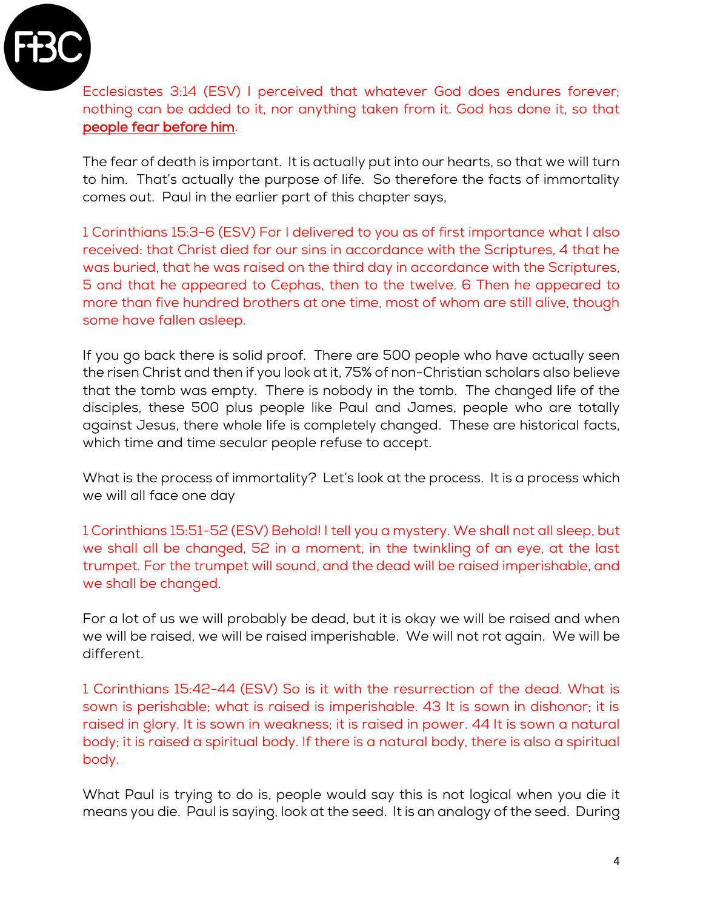Ecclesiastes 3:14 (ESV) I perceived that whatever God does endures forever; nothing can be added to it, nor anything taken from it. God has done it, so that **people fear before him**.

The fear of death is important. It is actually put into our hearts, so that we will turn to him. That's actually the purpose of life. So therefore the facts of immortality comes out. Paul in the earlier part of this chapter says,

1 Corinthians 15:3-6 (ESV) For I delivered to you as of first importance what I also received: that Christ died for our sins in accordance with the Scriptures, 4 that he was buried, that he was raised on the third day in accordance with the Scriptures, 5 and that he appeared to Cephas, then to the twelve. 6 Then he appeared to more than five hundred brothers at one time, most of whom are still alive, though some have fallen asleep.

If you go back there is solid proof. There are 500 people who have actually seen the risen Christ and then if you look at it, 75% of non-Christian scholars also believe that the tomb was empty. There is nobody in the tomb. The changed life of the disciples, these 500 plus people like Paul and James, people who are totally against Jesus, there whole life is completely changed. These are historical facts, which time and time secular people refuse to accept.

What is the process of immortality? Let's look at the process. It is a process which we will all face one day

1 Corinthians 15:51-52 (ESV) Behold! I tell you a mystery. We shall not all sleep, but we shall all be changed, 52 in a moment, in the twinkling of an eye, at the last trumpet. For the trumpet will sound, and the dead will be raised imperishable, and we shall be changed.

For a lot of us we will probably be dead, but it is okay we will be raised and when we will be raised, we will be raised imperishable. We will not rot again. We will be different.

1 Corinthians 15:42-44 (ESV) So is it with the resurrection of the dead. What is sown is perishable; what is raised is imperishable. 43 It is sown in dishonor; it is raised in glory. It is sown in weakness; it is raised in power. 44 It is sown a natural body; it is raised a spiritual body. If there is a natural body, there is also a spiritual body.

What Paul is trying to do is, people would say this is not logical when you die it means you die. Paul is saying, look at the seed. It is an analogy of the seed. During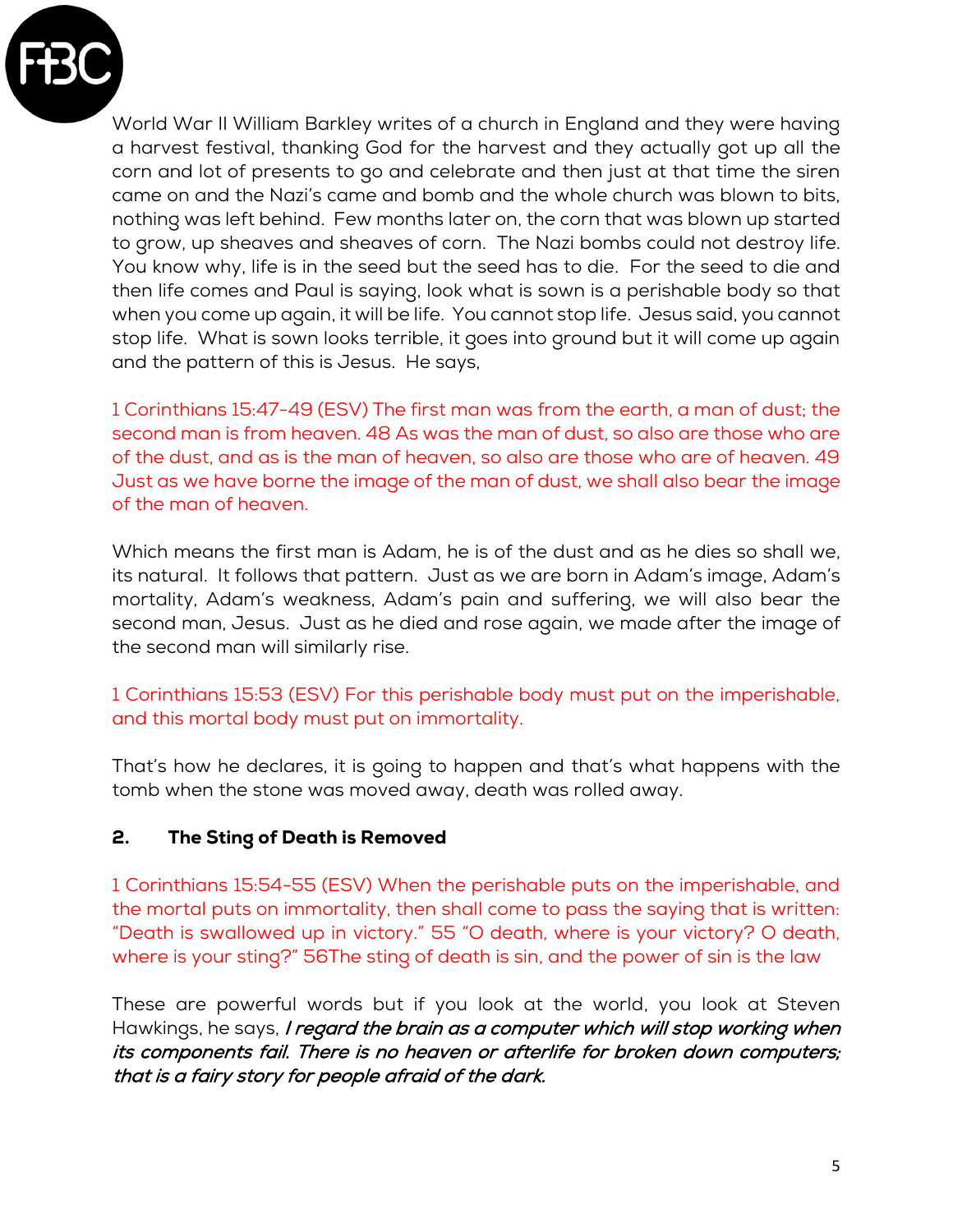World War II William Barkley writes of a church in England and they were having a harvest festival, thanking God for the harvest and they actually got up all the corn and lot of presents to go and celebrate and then just at that time the siren came on and the Nazi's came and bomb and the whole church was blown to bits, nothing was left behind. Few months later on, the corn that was blown up started to grow, up sheaves and sheaves of corn. The Nazi bombs could not destroy life. You know why, life is in the seed but the seed has to die. For the seed to die and then life comes and Paul is saying, look what is sown is a perishable body so that when you come up again, it will be life. You cannot stop life. Jesus said, you cannot stop life. What is sown looks terrible, it goes into ground but it will come up again and the pattern of this is Jesus. He says,

1 Corinthians 15:47-49 (ESV) The first man was from the earth, a man of dust; the second man is from heaven. 48 As was the man of dust, so also are those who are of the dust, and as is the man of heaven, so also are those who are of heaven. 49 Just as we have borne the image of the man of dust, we shall also bear the image of the man of heaven.

Which means the first man is Adam, he is of the dust and as he dies so shall we, its natural. It follows that pattern. Just as we are born in Adam's image, Adam's mortality, Adam's weakness, Adam's pain and suffering, we will also bear the second man, Jesus. Just as he died and rose again, we made after the image of the second man will similarly rise.

1 Corinthians 15:53 (ESV) For this perishable body must put on the imperishable, and this mortal body must put on immortality.

That's how he declares, it is going to happen and that's what happens with the tomb when the stone was moved away, death was rolled away.

## 2. The Sting of Death is Removed

1 Corinthians 15:54-55 (ESV) When the perishable puts on the imperishable, and the mortal puts on immortality, then shall come to pass the saying that is written: "Death is swallowed up in victory." 55 "O death, where is your victory? O death, where is your sting?" 56The sting of death is sin, and the power of sin is the law

These are powerful words but if you look at the world, you look at Steven Hawkings, he says, ***I regard the brain as a computer which will stop working when its components fail. There is no heaven or afterlife for broken down computers; that is a fairy story for people afraid of the dark.***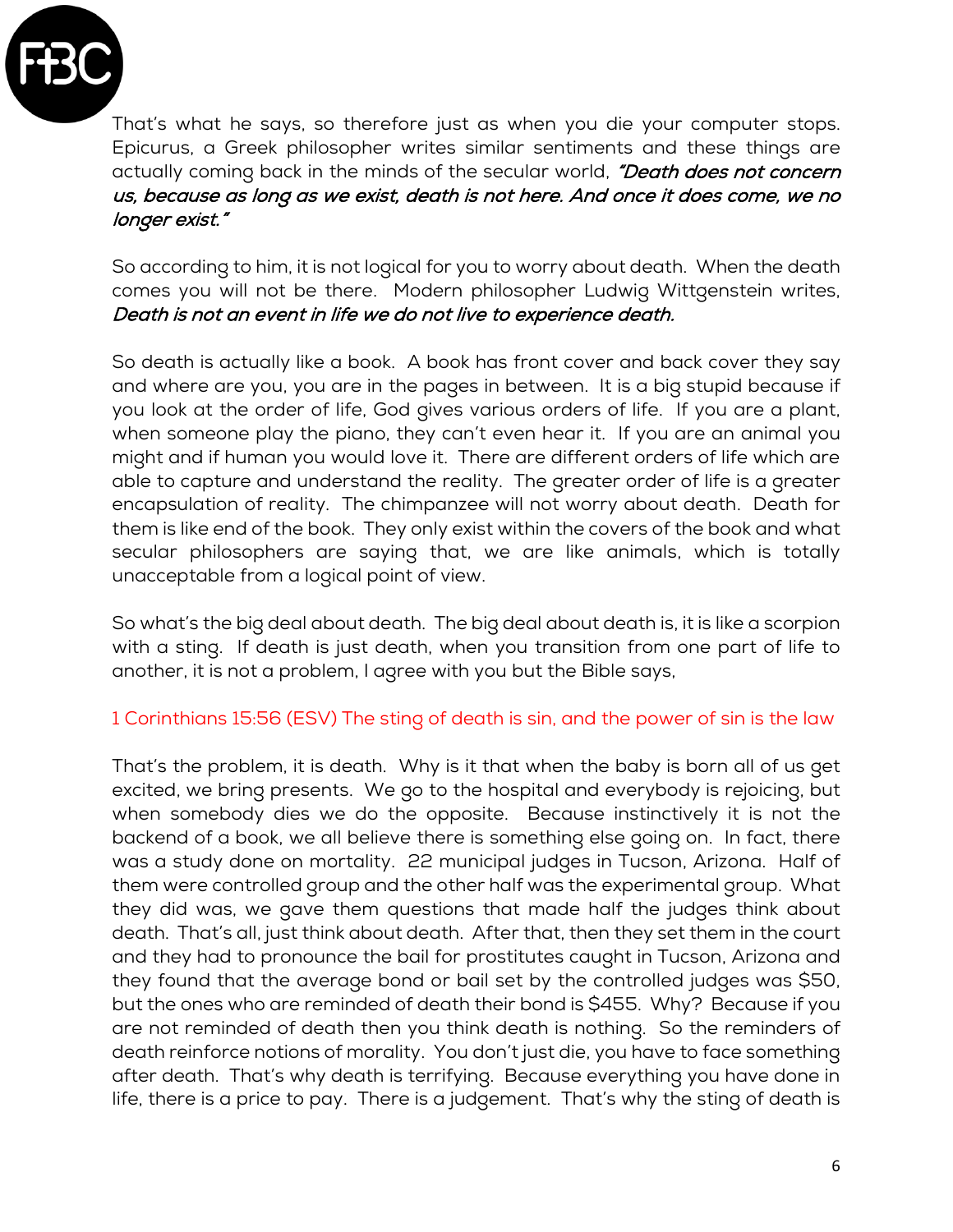That's what he says, so therefore just as when you die your computer stops. Epicurus, a Greek philosopher writes similar sentiments and these things are actually coming back in the minds of the secular world, ***"Death does not concern us, because as long as we exist, death is not here. And once it does come, we no longer exist."***

So according to him, it is not logical for you to worry about death. When the death comes you will not be there. Modern philosopher Ludwig Wittgenstein writes, ***Death is not an event in life we do not live to experience death.***

So death is actually like a book. A book has front cover and back cover they say and where are you, you are in the pages in between. It is a big stupid because if you look at the order of life, God gives various orders of life. If you are a plant, when someone play the piano, they can't even hear it. If you are an animal you might and if human you would love it. There are different orders of life which are able to capture and understand the reality. The greater order of life is a greater encapsulation of reality. The chimpanzee will not worry about death. Death for them is like end of the book. They only exist within the covers of the book and what secular philosophers are saying that, we are like animals, which is totally unacceptable from a logical point of view.

So what's the big deal about death. The big deal about death is, it is like a scorpion with a sting. If death is just death, when you transition from one part of life to another, it is not a problem, I agree with you but the Bible says,

1 Corinthians 15:56 (ESV) The sting of death is sin, and the power of sin is the law

That's the problem, it is death. Why is it that when the baby is born all of us get excited, we bring presents. We go to the hospital and everybody is rejoicing, but when somebody dies we do the opposite. Because instinctively it is not the backend of a book, we all believe there is something else going on. In fact, there was a study done on mortality. 22 municipal judges in Tucson, Arizona. Half of them were controlled group and the other half was the experimental group. What they did was, we gave them questions that made half the judges think about death. That's all, just think about death. After that, then they set them in the court and they had to pronounce the bail for prostitutes caught in Tucson, Arizona and they found that the average bond or bail set by the controlled judges was $50, but the ones who are reminded of death their bond is $455. Why? Because if you are not reminded of death then you think death is nothing. So the reminders of death reinforce notions of morality. You don't just die, you have to face something after death. That's why death is terrifying. Because everything you have done in life, there is a price to pay. There is a judgement. That's why the sting of death is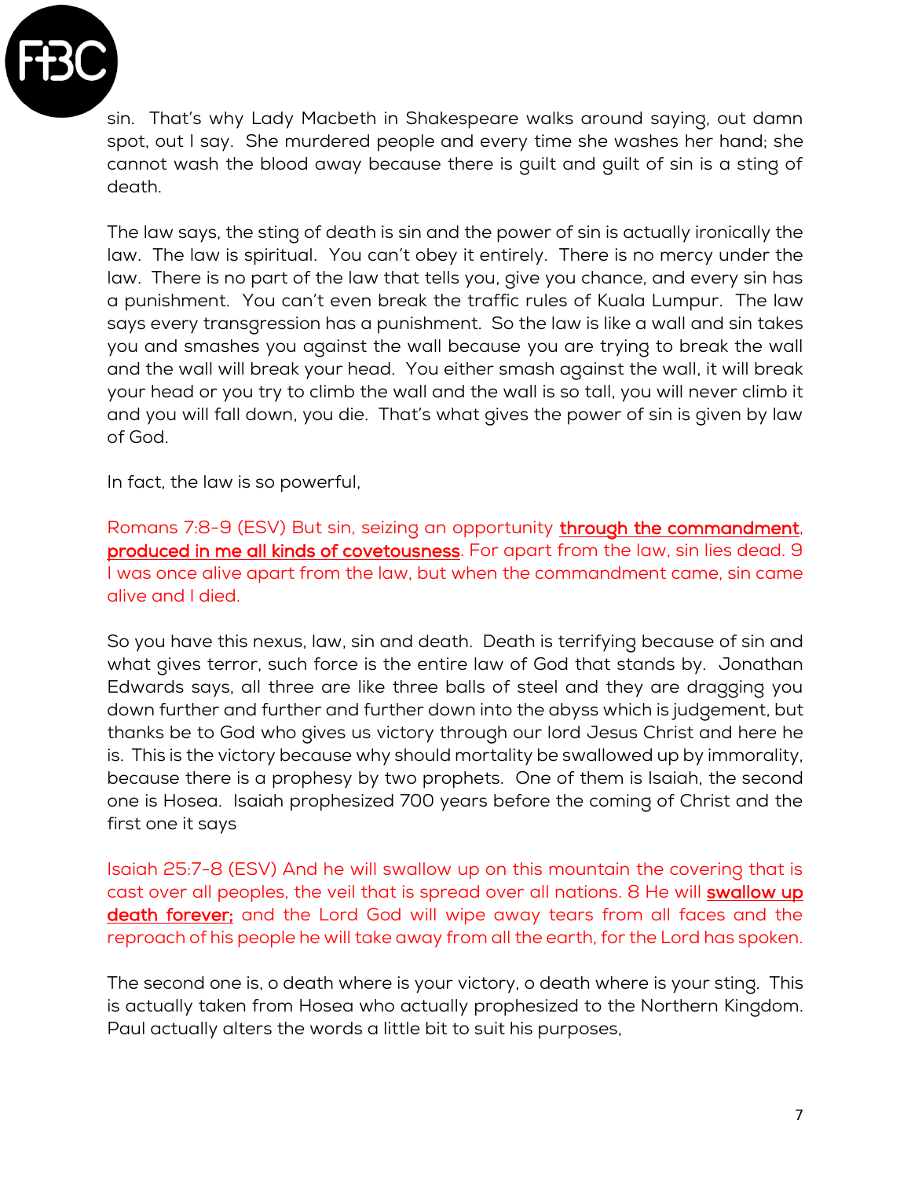sin. That's why Lady Macbeth in Shakespeare walks around saying, out damn spot, out I say. She murdered people and every time she washes her hand; she cannot wash the blood away because there is guilt and guilt of sin is a sting of death.

The law says, the sting of death is sin and the power of sin is actually ironically the law. The law is spiritual. You can't obey it entirely. There is no mercy under the law. There is no part of the law that tells you, give you chance, and every sin has a punishment. You can't even break the traffic rules of Kuala Lumpur. The law says every transgression has a punishment. So the law is like a wall and sin takes you and smashes you against the wall because you are trying to break the wall and the wall will break your head. You either smash against the wall, it will break your head or you try to climb the wall and the wall is so tall, you will never climb it and you will fall down, you die. That's what gives the power of sin is given by law of God.

In fact, the law is so powerful,

Romans 7:8-9 (ESV) But sin, seizing an opportunity **through the commandment, produced in me all kinds of covetousness**. For apart from the law, sin lies dead. 9 I was once alive apart from the law, but when the commandment came, sin came alive and I died.

So you have this nexus, law, sin and death. Death is terrifying because of sin and what gives terror, such force is the entire law of God that stands by. Jonathan Edwards says, all three are like three balls of steel and they are dragging you down further and further and further down into the abyss which is judgement, but thanks be to God who gives us victory through our lord Jesus Christ and here he is. This is the victory because why should mortality be swallowed up by immorality, because there is a prophesy by two prophets. One of them is Isaiah, the second one is Hosea. Isaiah prophesized 700 years before the coming of Christ and the first one it says

Isaiah 25:7-8 (ESV) And he will swallow up on this mountain the covering that is cast over all peoples, the veil that is spread over all nations. 8 He will **swallow up death forever;** and the Lord God will wipe away tears from all faces and the reproach of his people he will take away from all the earth, for the Lord has spoken.

The second one is, o death where is your victory, o death where is your sting. This is actually taken from Hosea who actually prophesized to the Northern Kingdom. Paul actually alters the words a little bit to suit his purposes,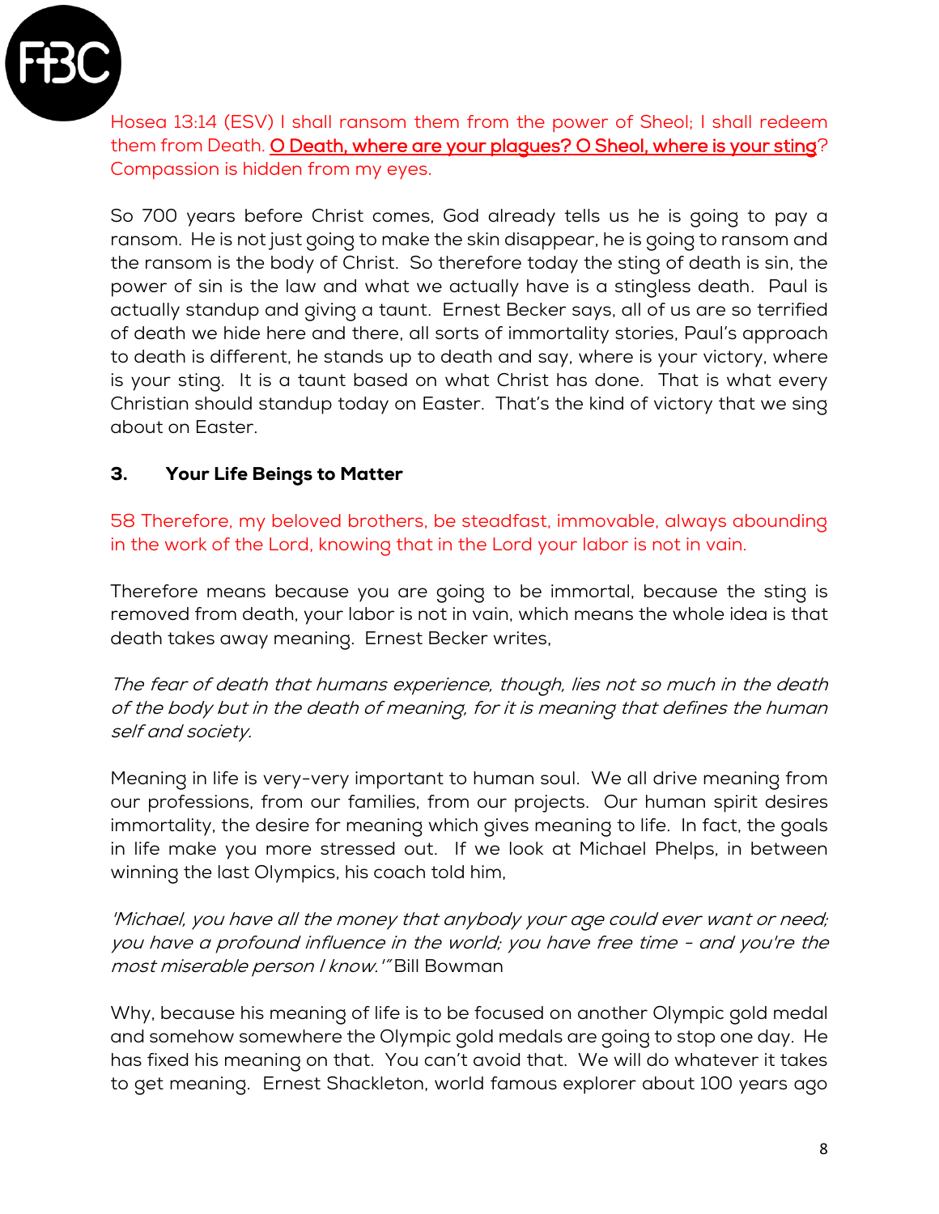Hosea 13:14 (ESV) I shall ransom them from the power of Sheol; I shall redeem them from Death. **O Death, where are your plagues? O Sheol, where is your sting**? Compassion is hidden from my eyes.

So 700 years before Christ comes, God already tells us he is going to pay a ransom. He is not just going to make the skin disappear, he is going to ransom and the ransom is the body of Christ. So therefore today the sting of death is sin, the power of sin is the law and what we actually have is a stingless death. Paul is actually standup and giving a taunt. Ernest Becker says, all of us are so terrified of death we hide here and there, all sorts of immortality stories, Paul's approach to death is different, he stands up to death and say, where is your victory, where is your sting. It is a taunt based on what Christ has done. That is what every Christian should standup today on Easter. That's the kind of victory that we sing about on Easter.

### 3. Your Life Beings to Matter

58 Therefore, my beloved brothers, be steadfast, immovable, always abounding in the work of the Lord, knowing that in the Lord your labor is not in vain.

Therefore means because you are going to be immortal, because the sting is removed from death, your labor is not in vain, which means the whole idea is that death takes away meaning. Ernest Becker writes,

*The fear of death that humans experience, though, lies not so much in the death of the body but in the death of meaning, for it is meaning that defines the human self and society.*

Meaning in life is very-very important to human soul. We all drive meaning from our professions, from our families, from our projects. Our human spirit desires immortality, the desire for meaning which gives meaning to life. In fact, the goals in life make you more stressed out. If we look at Michael Phelps, in between winning the last Olympics, his coach told him,

*'Michael, you have all the money that anybody your age could ever want or need; you have a profound influence in the world; you have free time - and you're the most miserable person I know.'"* Bill Bowman

Why, because his meaning of life is to be focused on another Olympic gold medal and somehow somewhere the Olympic gold medals are going to stop one day. He has fixed his meaning on that. You can't avoid that. We will do whatever it takes to get meaning. Ernest Shackleton, world famous explorer about 100 years ago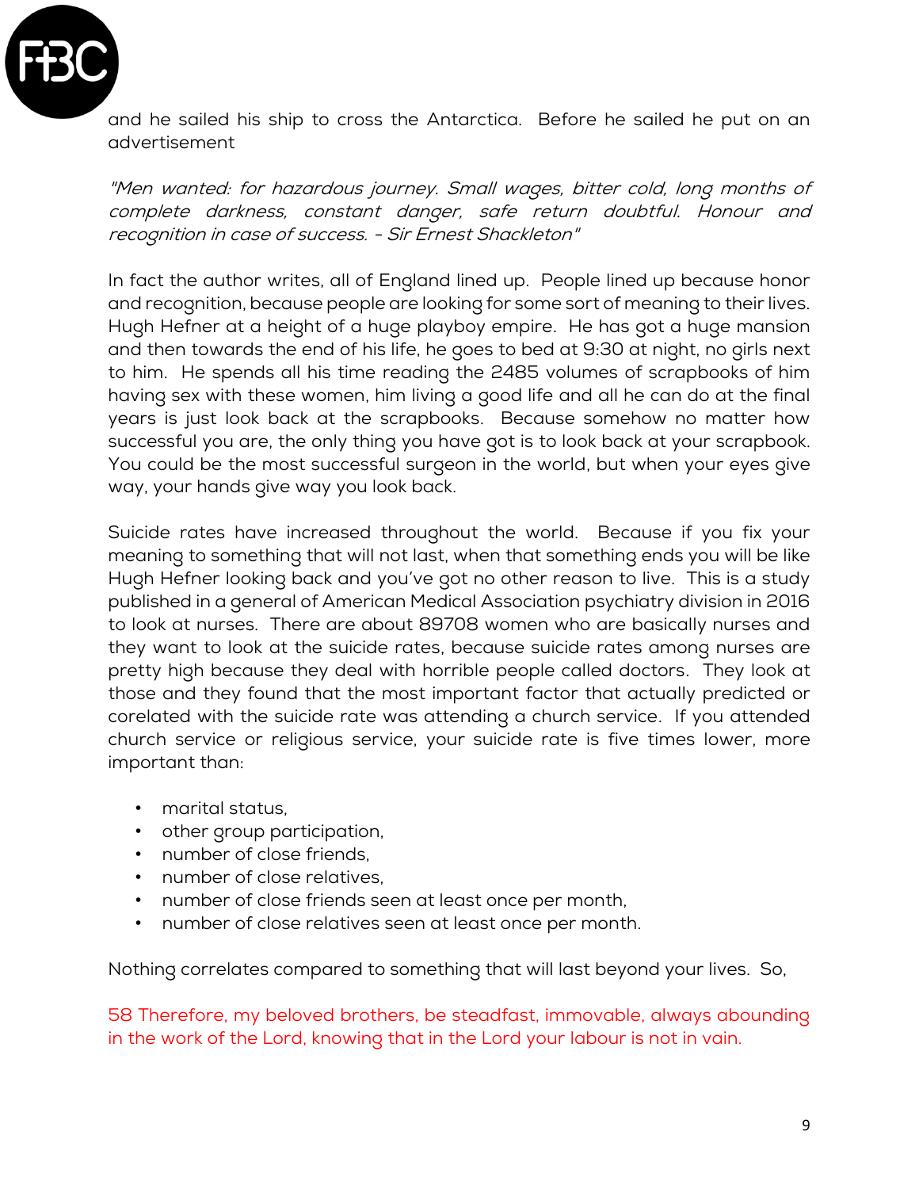and he sailed his ship to cross the Antarctica. Before he sailed he put on an advertisement

*"Men wanted: for hazardous journey. Small wages, bitter cold, long months of complete darkness, constant danger, safe return doubtful. Honour and recognition in case of success. - Sir Ernest Shackleton"*

In fact the author writes, all of England lined up. People lined up because honor and recognition, because people are looking for some sort of meaning to their lives. Hugh Hefner at a height of a huge playboy empire. He has got a huge mansion and then towards the end of his life, he goes to bed at 9:30 at night, no girls next to him. He spends all his time reading the 2485 volumes of scrapbooks of him having sex with these women, him living a good life and all he can do at the final years is just look back at the scrapbooks. Because somehow no matter how successful you are, the only thing you have got is to look back at your scrapbook. You could be the most successful surgeon in the world, but when your eyes give way, your hands give way you look back.

Suicide rates have increased throughout the world. Because if you fix your meaning to something that will not last, when that something ends you will be like Hugh Hefner looking back and you've got no other reason to live. This is a study published in a general of American Medical Association psychiatry division in 2016 to look at nurses. There are about 89708 women who are basically nurses and they want to look at the suicide rates, because suicide rates among nurses are pretty high because they deal with horrible people called doctors. They look at those and they found that the most important factor that actually predicted or corelated with the suicide rate was attending a church service. If you attended church service or religious service, your suicide rate is five times lower, more important than:

- marital status,
- other group participation,
- number of close friends,
- number of close relatives,
- number of close friends seen at least once per month,
- number of close relatives seen at least once per month.

Nothing correlates compared to something that will last beyond your lives. So,

58 Therefore, my beloved brothers, be steadfast, immovable, always abounding in the work of the Lord, knowing that in the Lord your labour is not in vain.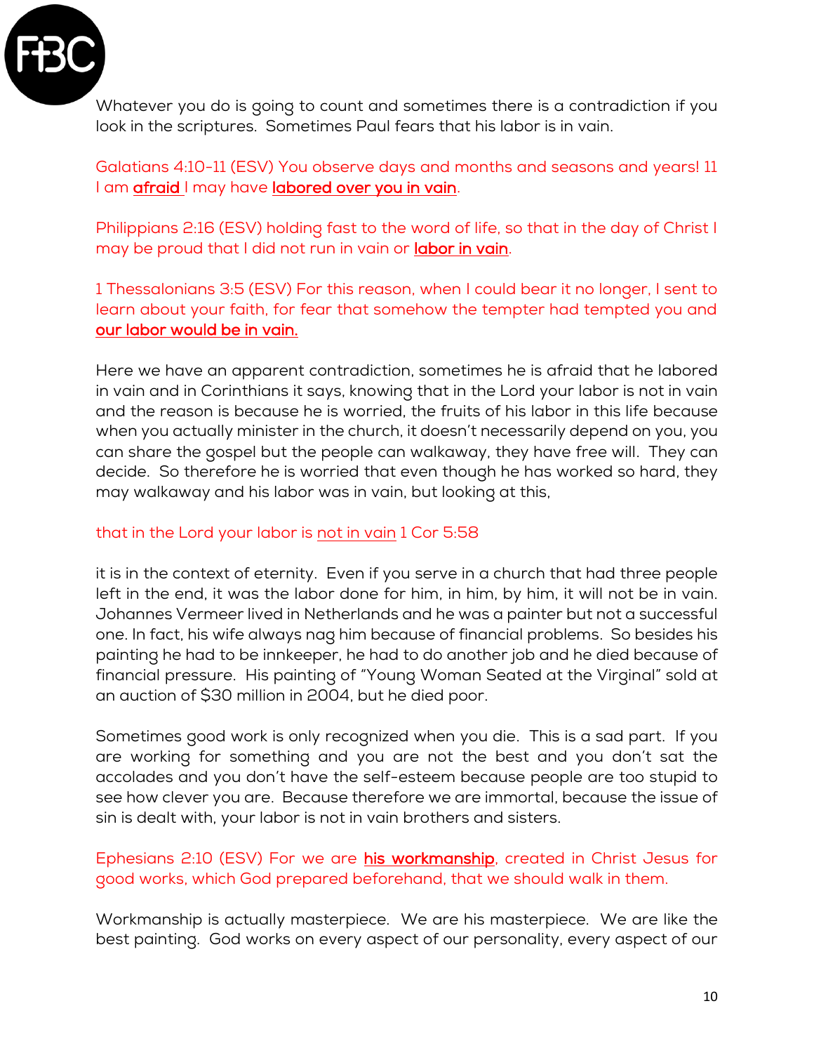Whatever you do is going to count and sometimes there is a contradiction if you look in the scriptures. Sometimes Paul fears that his labor is in vain.

Galatians 4:10-11 (ESV) You observe days and months and seasons and years! 11 I am **afraid** I may have **labored over you in vain**.

Philippians 2:16 (ESV) holding fast to the word of life, so that in the day of Christ I may be proud that I did not run in vain or **labor in vain**.

1 Thessalonians 3:5 (ESV) For this reason, when I could bear it no longer, I sent to learn about your faith, for fear that somehow the tempter had tempted you and **our labor would be in vain.**

Here we have an apparent contradiction, sometimes he is afraid that he labored in vain and in Corinthians it says, knowing that in the Lord your labor is not in vain and the reason is because he is worried, the fruits of his labor in this life because when you actually minister in the church, it doesn't necessarily depend on you, you can share the gospel but the people can walkaway, they have free will. They can decide. So therefore he is worried that even though he has worked so hard, they may walkaway and his labor was in vain, but looking at this,

that in the Lord your labor is not in vain 1 Cor 5:58

it is in the context of eternity. Even if you serve in a church that had three people left in the end, it was the labor done for him, in him, by him, it will not be in vain. Johannes Vermeer lived in Netherlands and he was a painter but not a successful one. In fact, his wife always nag him because of financial problems. So besides his painting he had to be innkeeper, he had to do another job and he died because of financial pressure. His painting of "Young Woman Seated at the Virginal" sold at an auction of $30 million in 2004, but he died poor.

Sometimes good work is only recognized when you die. This is a sad part. If you are working for something and you are not the best and you don't sat the accolades and you don't have the self-esteem because people are too stupid to see how clever you are. Because therefore we are immortal, because the issue of sin is dealt with, your labor is not in vain brothers and sisters.

Ephesians 2:10 (ESV) For we are **his workmanship**, created in Christ Jesus for good works, which God prepared beforehand, that we should walk in them.

Workmanship is actually masterpiece. We are his masterpiece. We are like the best painting. God works on every aspect of our personality, every aspect of our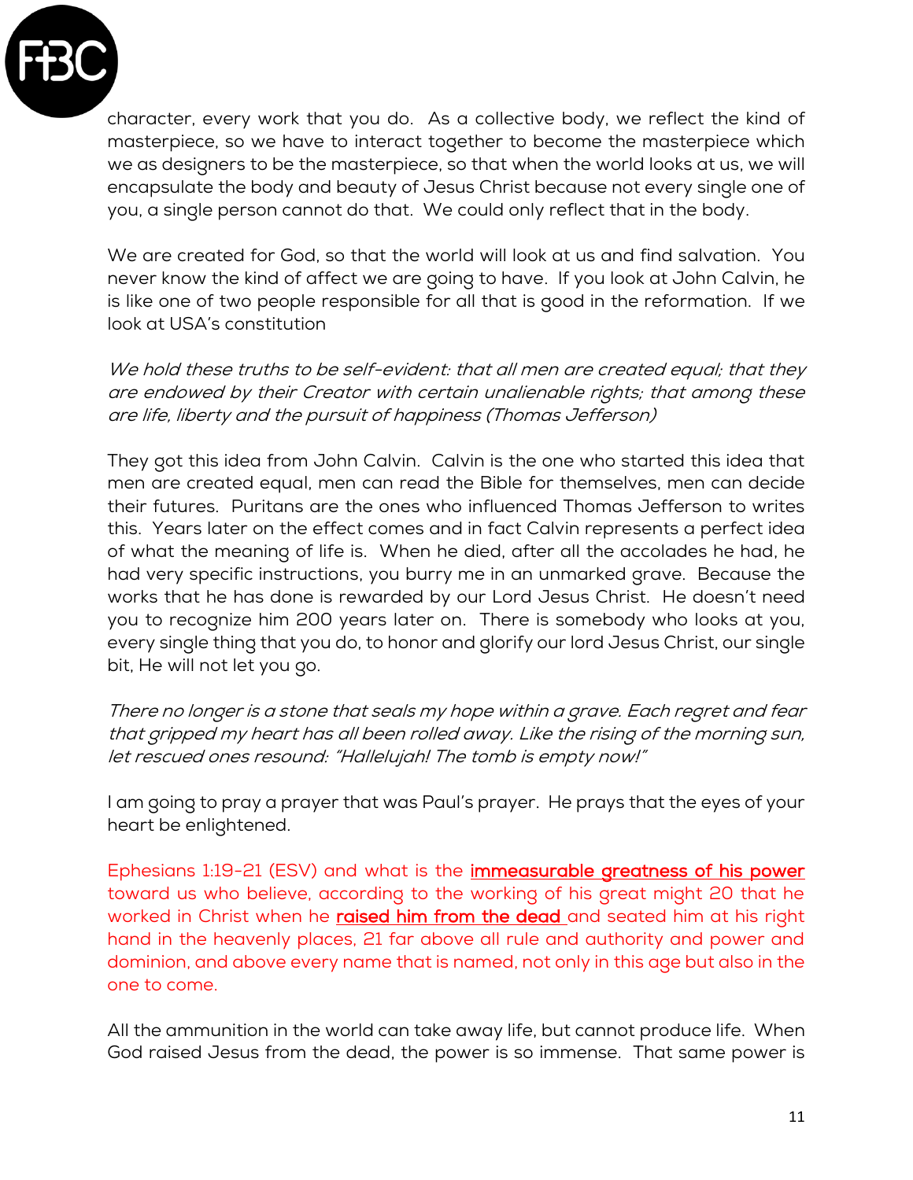character, every work that you do. As a collective body, we reflect the kind of masterpiece, so we have to interact together to become the masterpiece which we as designers to be the masterpiece, so that when the world looks at us, we will encapsulate the body and beauty of Jesus Christ because not every single one of you, a single person cannot do that. We could only reflect that in the body.

We are created for God, so that the world will look at us and find salvation. You never know the kind of affect we are going to have. If you look at John Calvin, he is like one of two people responsible for all that is good in the reformation. If we look at USA's constitution

*We hold these truths to be self-evident: that all men are created equal; that they are endowed by their Creator with certain unalienable rights; that among these are life, liberty and the pursuit of happiness (Thomas Jefferson)*

They got this idea from John Calvin. Calvin is the one who started this idea that men are created equal, men can read the Bible for themselves, men can decide their futures. Puritans are the ones who influenced Thomas Jefferson to writes this. Years later on the effect comes and in fact Calvin represents a perfect idea of what the meaning of life is. When he died, after all the accolades he had, he had very specific instructions, you burry me in an unmarked grave. Because the works that he has done is rewarded by our Lord Jesus Christ. He doesn't need you to recognize him 200 years later on. There is somebody who looks at you, every single thing that you do, to honor and glorify our lord Jesus Christ, our single bit, He will not let you go.

*There no longer is a stone that seals my hope within a grave. Each regret and fear that gripped my heart has all been rolled away. Like the rising of the morning sun, let rescued ones resound: "Hallelujah! The tomb is empty now!"*

I am going to pray a prayer that was Paul's prayer. He prays that the eyes of your heart be enlightened.

Ephesians 1:19-21 (ESV) and what is the **immeasurable greatness of his power** toward us who believe, according to the working of his great might 20 that he worked in Christ when he **raised him from the dead** and seated him at his right hand in the heavenly places, 21 far above all rule and authority and power and dominion, and above every name that is named, not only in this age but also in the one to come.

All the ammunition in the world can take away life, but cannot produce life. When God raised Jesus from the dead, the power is so immense. That same power is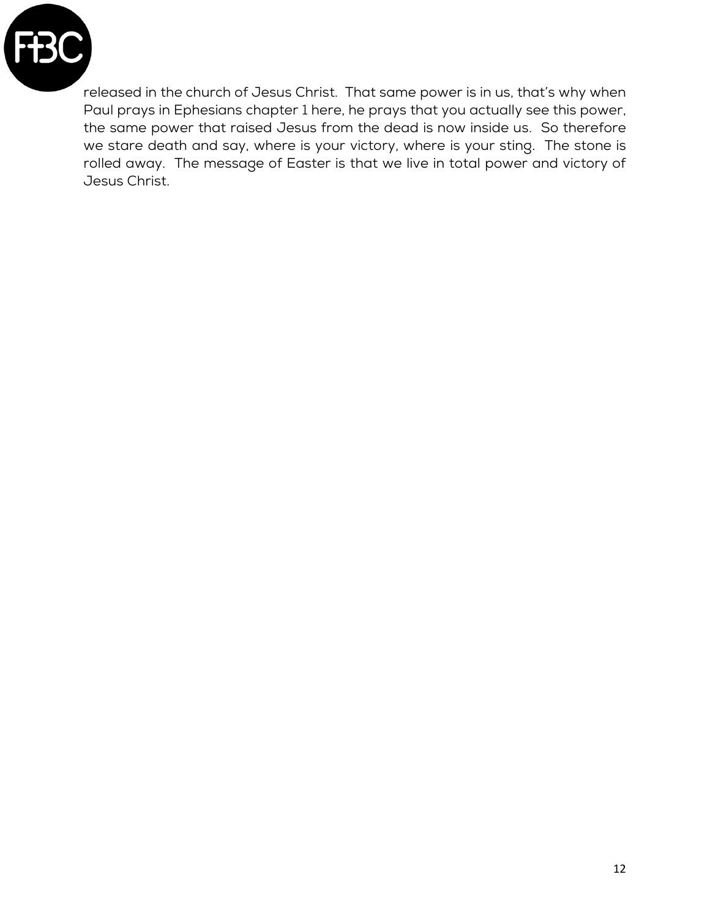released in the church of Jesus Christ. That same power is in us, that's why when Paul prays in Ephesians chapter 1 here, he prays that you actually see this power, the same power that raised Jesus from the dead is now inside us. So therefore we stare death and say, where is your victory, where is your sting. The stone is rolled away. The message of Easter is that we live in total power and victory of Jesus Christ.